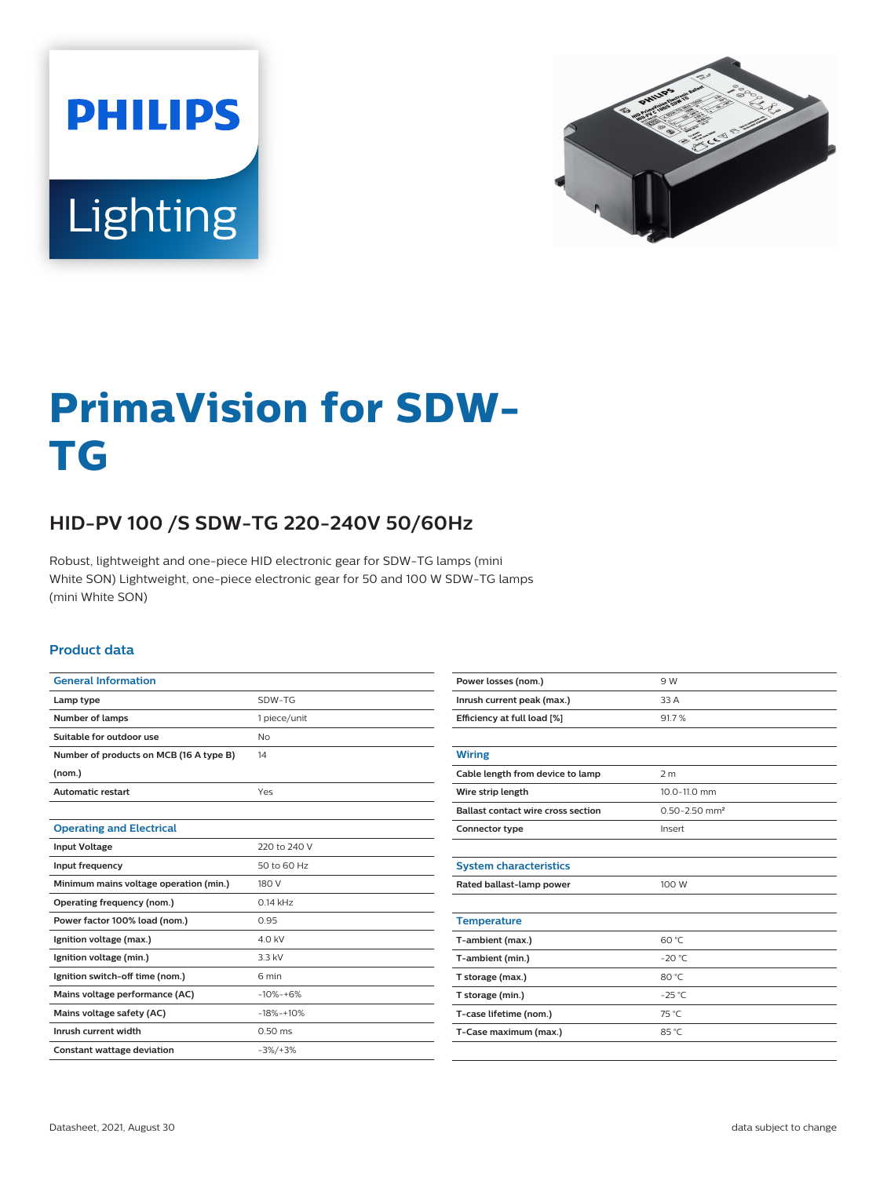# PrimaVision for SDW-TG

## HID-PV 100 /S SDW-TG 220-240V 50/60Hz

Robust, lightweight and one-piece HID electronic gear for SDW-TG lamps (mini White SON) Lightweight, one-piece electronic gear for 50 and 100 W SDW-TG lamps (mini White SON)

### Product data

| General Information | |
|---|---|
| Lamp type | SDW-TG |
| Number of lamps | 1 piece/unit |
| Suitable for outdoor use | No |
| Number of products on MCB (16 A type B) (nom.) | 14 |
| Automatic restart | Yes |

| Operating and Electrical | |
|---|---|
| Input Voltage | 220 to 240 V |
| Input frequency | 50 to 60 Hz |
| Minimum mains voltage operation (min.) | 180 V |
| Operating frequency (nom.) | 0.14 kHz |
| Power factor 100% load (nom.) | 0.95 |
| Ignition voltage (max.) | 4.0 kV |
| Ignition voltage (min.) | 3.3 kV |
| Ignition switch-off time (nom.) | 6 min |
| Mains voltage performance (AC) | -10%-+6% |
| Mains voltage safety (AC) | -18%-+10% |
| Inrush current width | 0.50 ms |
| Constant wattage deviation | -3%/+3% |
| Power losses (nom.) | 9 W |
| Inrush current peak (max.) | 33 A |
| Efficiency at full load [%] | 91.7 % |

| Wiring | |
|---|---|
| Cable length from device to lamp | 2 m |
| Wire strip length | 10.0-11.0 mm |
| Ballast contact wire cross section | 0.50-2.50 mm² |
| Connector type | Insert |

| System characteristics | |
|---|---|
| Rated ballast-lamp power | 100 W |

| Temperature | |
|---|---|
| T-ambient (max.) | 60 °C |
| T-ambient (min.) | -20 °C |
| T storage (max.) | 80 °C |
| T storage (min.) | -25 °C |
| T-case lifetime (nom.) | 75 °C |
| T-Case maximum (max.) | 85 °C |

Datasheet, 2021, August 30 — data subject to change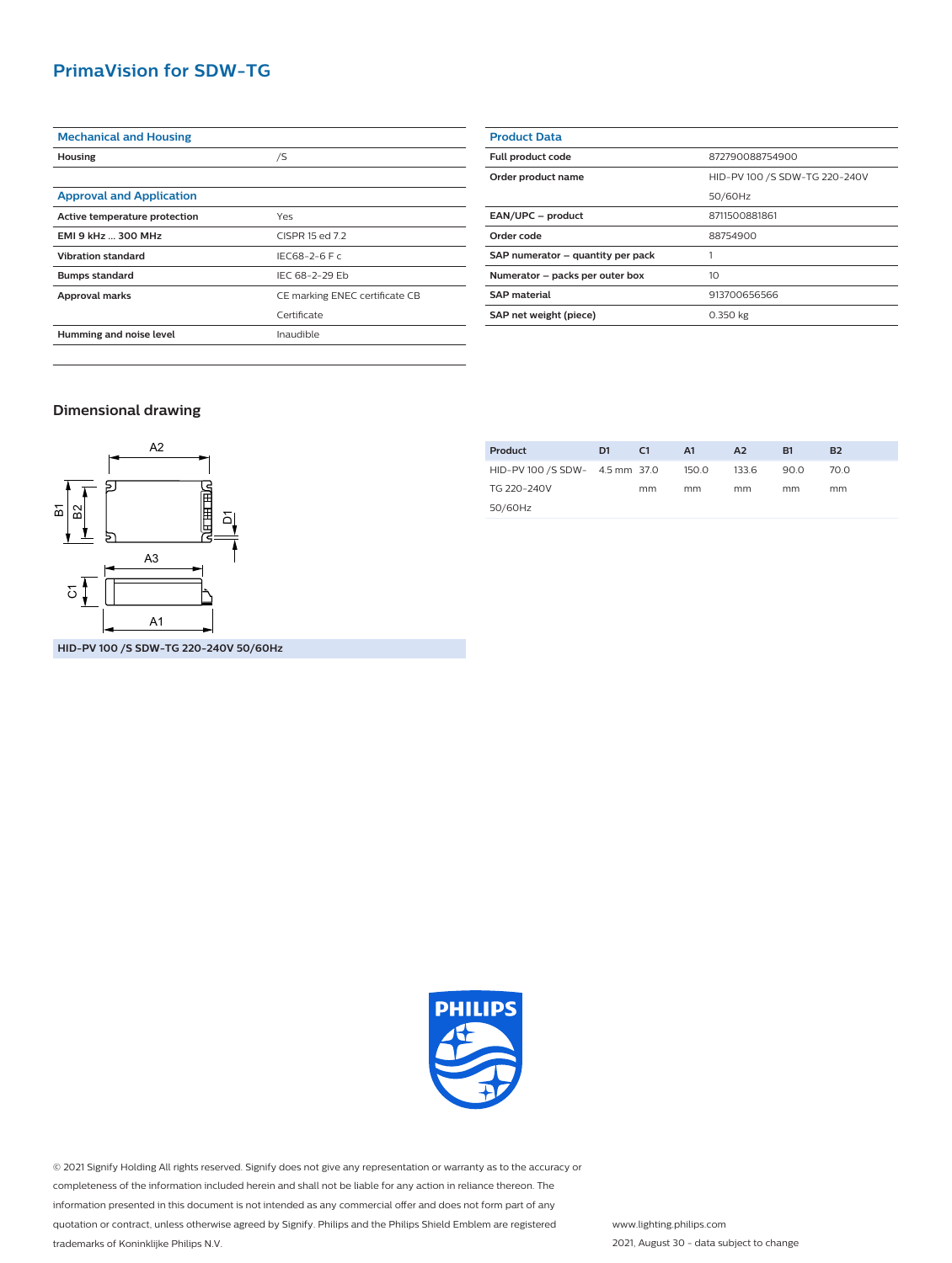# PrimaVision for SDW-TG

| Mechanical and Housing | |
|---|---|
| Housing | /S |

| Approval and Application | |
|---|---|
| Active temperature protection | Yes |
| EMI 9 kHz ... 300 MHz | CISPR 15 ed 7.2 |
| Vibration standard | IEC68-2-6 F c |
| Bumps standard | IEC 68-2-29 Eb |
| Approval marks | CE marking ENEC certificate CB Certificate |
| Humming and noise level | Inaudible |

| Product Data | |
|---|---|
| Full product code | 872790088754900 |
| Order product name | HID-PV 100 /S SDW-TG 220-240V 50/60Hz |
| EAN/UPC – product | 8711500881861 |
| Order code | 88754900 |
| SAP numerator – quantity per pack | 1 |
| Numerator – packs per outer box | 10 |
| SAP material | 913700656566 |
| SAP net weight (piece) | 0.350 kg |

## Dimensional drawing

A2
B1
B2
D1
A3
C1
A1

HID-PV 100 /S SDW-TG 220-240V 50/60Hz

| Product | D1 | C1 | A1 | A2 | B1 | B2 |
|---|---|---|---|---|---|---|
| HID-PV 100 /S SDW-TG 220-240V 50/60Hz | 4.5 mm | 37.0 mm | 150.0 mm | 133.6 mm | 90.0 mm | 70.0 mm |

© 2021 Signify Holding All rights reserved. Signify does not give any representation or warranty as to the accuracy or completeness of the information included herein and shall not be liable for any action in reliance thereon. The information presented in this document is not intended as any commercial offer and does not form part of any quotation or contract, unless otherwise agreed by Signify. Philips and the Philips Shield Emblem are registered trademarks of Koninklijke Philips N.V.

www.lighting.philips.com
2021, August 30 - data subject to change